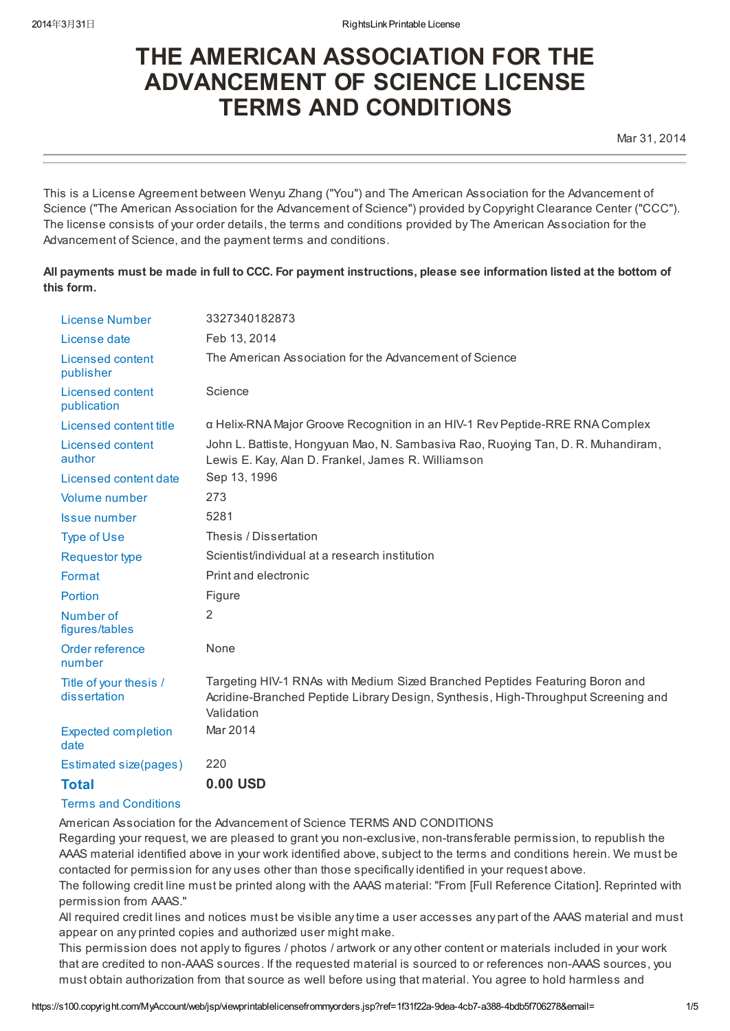# THE AMERICAN ASSOCIATION FOR THE ADVANCEMENT OF SCIENCE LICENSE TERMS AND CONDITIONS

Mar 31, 2014

This is a License Agreement between Wenyu Zhang ("You") and The American Association for the Advancement of Science ("The American Association for the Advancement of Science") provided by Copyright Clearance Center ("CCC"). The license consists of your order details, the terms and conditions provided by The American Association for the Advancement of Science, and the payment terms and conditions.

**All payments must be made in full to CCC. For payment instructions, please see information listed at the bottom of this form.**

| | |
|---|---|
| License Number | 3327340182873 |
| License date | Feb 13, 2014 |
| Licensed content publisher | The American Association for the Advancement of Science |
| Licensed content publication | Science |
| Licensed content title | α Helix-RNA Major Groove Recognition in an HIV-1 Rev Peptide-RRE RNA Complex |
| Licensed content author | John L. Battiste, Hongyuan Mao, N. Sambasiva Rao, Ruoying Tan, D. R. Muhandiram, Lewis E. Kay, Alan D. Frankel, James R. Williamson |
| Licensed content date | Sep 13, 1996 |
| Volume number | 273 |
| Issue number | 5281 |
| Type of Use | Thesis / Dissertation |
| Requestor type | Scientist/individual at a research institution |
| Format | Print and electronic |
| Portion | Figure |
| Number of figures/tables | 2 |
| Order reference number | None |
| Title of your thesis / dissertation | Targeting HIV-1 RNAs with Medium Sized Branched Peptides Featuring Boron and Acridine-Branched Peptide Library Design, Synthesis, High-Throughput Screening and Validation |
| Expected completion date | Mar 2014 |
| Estimated size(pages) | 220 |
| **Total** | **0.00 USD** |

Terms and Conditions

American Association for the Advancement of Science TERMS AND CONDITIONS

Regarding your request, we are pleased to grant you non-exclusive, non-transferable permission, to republish the AAAS material identified above in your work identified above, subject to the terms and conditions herein. We must be contacted for permission for any uses other than those specifically identified in your request above.

The following credit line must be printed along with the AAAS material: "From [Full Reference Citation]. Reprinted with permission from AAAS."

All required credit lines and notices must be visible any time a user accesses any part of the AAAS material and must appear on any printed copies and authorized user might make.

This permission does not apply to figures / photos / artwork or any other content or materials included in your work that are credited to non-AAAS sources. If the requested material is sourced to or references non-AAAS sources, you must obtain authorization from that source as well before using that material. You agree to hold harmless and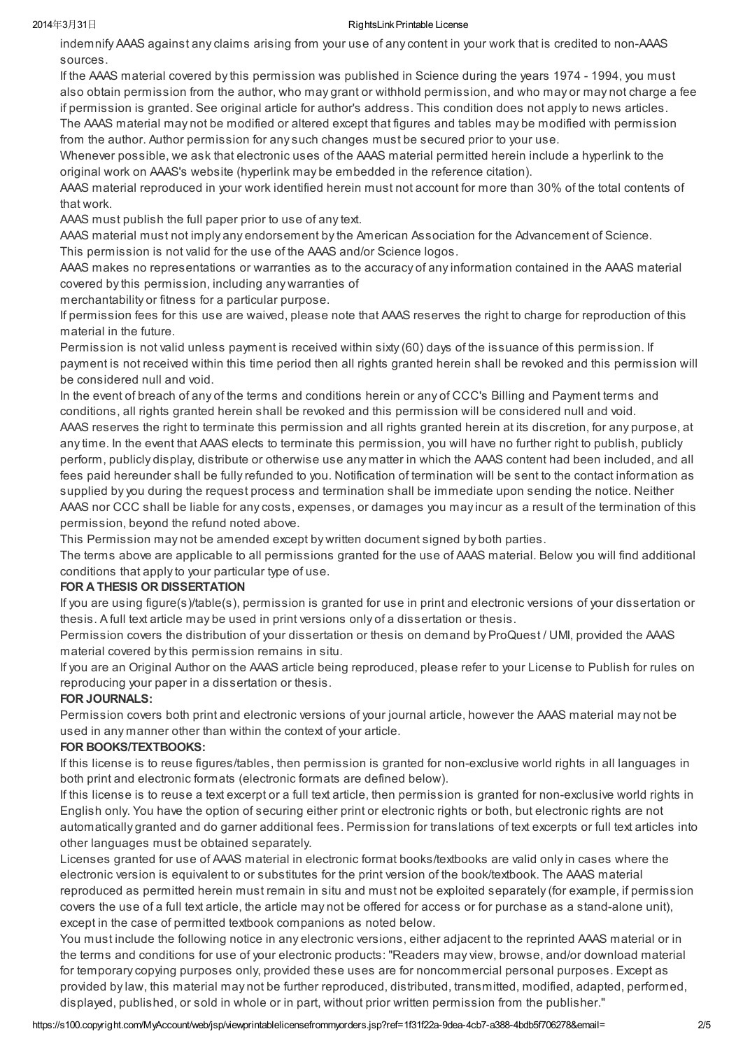indemnify AAAS against any claims arising from your use of any content in your work that is credited to non-AAAS sources.

If the AAAS material covered by this permission was published in Science during the years 1974 - 1994, you must also obtain permission from the author, who may grant or withhold permission, and who may or may not charge a fee if permission is granted. See original article for author's address. This condition does not apply to news articles.

The AAAS material may not be modified or altered except that figures and tables may be modified with permission from the author. Author permission for any such changes must be secured prior to your use.

Whenever possible, we ask that electronic uses of the AAAS material permitted herein include a hyperlink to the original work on AAAS's website (hyperlink may be embedded in the reference citation).

AAAS material reproduced in your work identified herein must not account for more than 30% of the total contents of that work.

AAAS must publish the full paper prior to use of any text.

AAAS material must not imply any endorsement by the American Association for the Advancement of Science.

This permission is not valid for the use of the AAAS and/or Science logos.

AAAS makes no representations or warranties as to the accuracy of any information contained in the AAAS material covered by this permission, including any warranties of merchantability or fitness for a particular purpose.

If permission fees for this use are waived, please note that AAAS reserves the right to charge for reproduction of this material in the future.

Permission is not valid unless payment is received within sixty (60) days of the issuance of this permission. If payment is not received within this time period then all rights granted herein shall be revoked and this permission will be considered null and void.

In the event of breach of any of the terms and conditions herein or any of CCC's Billing and Payment terms and conditions, all rights granted herein shall be revoked and this permission will be considered null and void.

AAAS reserves the right to terminate this permission and all rights granted herein at its discretion, for any purpose, at any time. In the event that AAAS elects to terminate this permission, you will have no further right to publish, publicly perform, publicly display, distribute or otherwise use any matter in which the AAAS content had been included, and all fees paid hereunder shall be fully refunded to you. Notification of termination will be sent to the contact information as supplied by you during the request process and termination shall be immediate upon sending the notice. Neither AAAS nor CCC shall be liable for any costs, expenses, or damages you may incur as a result of the termination of this permission, beyond the refund noted above.

This Permission may not be amended except by written document signed by both parties.

The terms above are applicable to all permissions granted for the use of AAAS material. Below you will find additional conditions that apply to your particular type of use.

**FOR A THESIS OR DISSERTATION**

If you are using figure(s)/table(s), permission is granted for use in print and electronic versions of your dissertation or thesis. A full text article may be used in print versions only of a dissertation or thesis.

Permission covers the distribution of your dissertation or thesis on demand by ProQuest / UMI, provided the AAAS material covered by this permission remains in situ.

If you are an Original Author on the AAAS article being reproduced, please refer to your License to Publish for rules on reproducing your paper in a dissertation or thesis.

**FOR JOURNALS:**

Permission covers both print and electronic versions of your journal article, however the AAAS material may not be used in any manner other than within the context of your article.

**FOR BOOKS/TEXTBOOKS:**

If this license is to reuse figures/tables, then permission is granted for non-exclusive world rights in all languages in both print and electronic formats (electronic formats are defined below).

If this license is to reuse a text excerpt or a full text article, then permission is granted for non-exclusive world rights in English only. You have the option of securing either print or electronic rights or both, but electronic rights are not automatically granted and do garner additional fees. Permission for translations of text excerpts or full text articles into other languages must be obtained separately.

Licenses granted for use of AAAS material in electronic format books/textbooks are valid only in cases where the electronic version is equivalent to or substitutes for the print version of the book/textbook. The AAAS material reproduced as permitted herein must remain in situ and must not be exploited separately (for example, if permission covers the use of a full text article, the article may not be offered for access or for purchase as a stand-alone unit), except in the case of permitted textbook companions as noted below.

You must include the following notice in any electronic versions, either adjacent to the reprinted AAAS material or in the terms and conditions for use of your electronic products: "Readers may view, browse, and/or download material for temporary copying purposes only, provided these uses are for noncommercial personal purposes. Except as provided by law, this material may not be further reproduced, distributed, transmitted, modified, adapted, performed, displayed, published, or sold in whole or in part, without prior written permission from the publisher."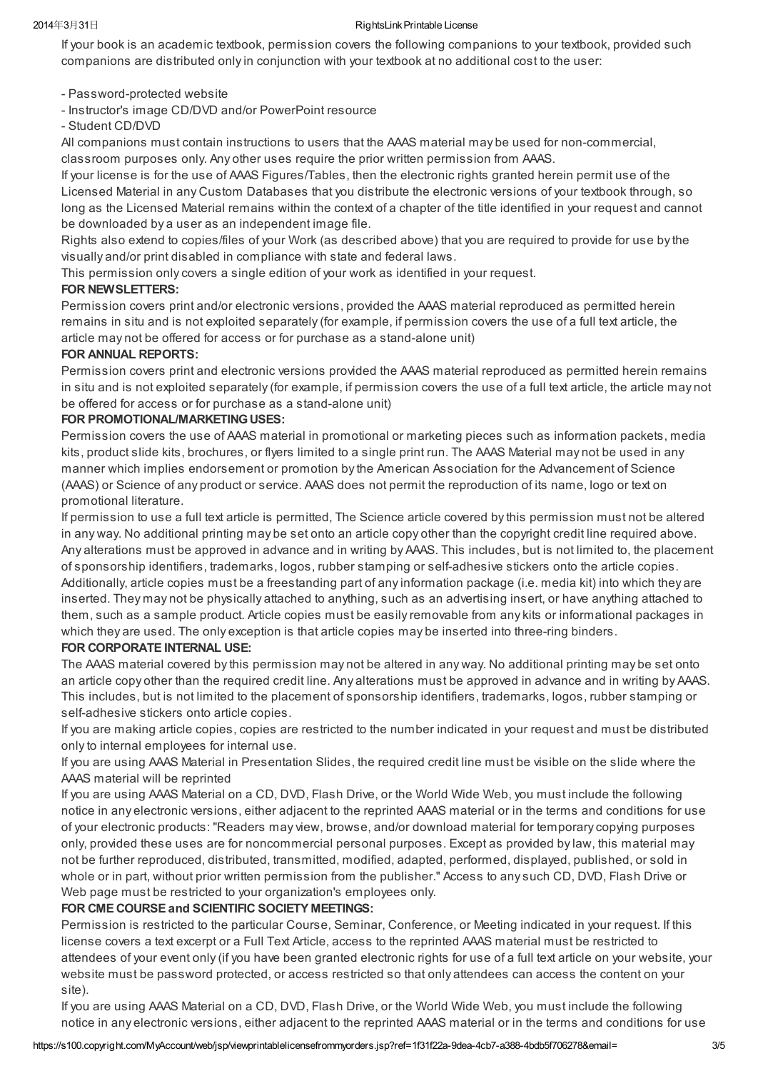If your book is an academic textbook, permission covers the following companions to your textbook, provided such companions are distributed only in conjunction with your textbook at no additional cost to the user:

- Password-protected website
- Instructor's image CD/DVD and/or PowerPoint resource
- Student CD/DVD

All companions must contain instructions to users that the AAAS material may be used for non-commercial, classroom purposes only. Any other uses require the prior written permission from AAAS.

If your license is for the use of AAAS Figures/Tables, then the electronic rights granted herein permit use of the Licensed Material in any Custom Databases that you distribute the electronic versions of your textbook through, so long as the Licensed Material remains within the context of a chapter of the title identified in your request and cannot be downloaded by a user as an independent image file.

Rights also extend to copies/files of your Work (as described above) that you are required to provide for use by the visually and/or print disabled in compliance with state and federal laws.

This permission only covers a single edition of your work as identified in your request.

**FOR NEWSLETTERS:**

Permission covers print and/or electronic versions, provided the AAAS material reproduced as permitted herein remains in situ and is not exploited separately (for example, if permission covers the use of a full text article, the article may not be offered for access or for purchase as a stand-alone unit)

**FOR ANNUAL REPORTS:**

Permission covers print and electronic versions provided the AAAS material reproduced as permitted herein remains in situ and is not exploited separately (for example, if permission covers the use of a full text article, the article may not be offered for access or for purchase as a stand-alone unit)

**FOR PROMOTIONAL/MARKETING USES:**

Permission covers the use of AAAS material in promotional or marketing pieces such as information packets, media kits, product slide kits, brochures, or flyers limited to a single print run. The AAAS Material may not be used in any manner which implies endorsement or promotion by the American Association for the Advancement of Science (AAAS) or Science of any product or service. AAAS does not permit the reproduction of its name, logo or text on promotional literature.

If permission to use a full text article is permitted, The Science article covered by this permission must not be altered in any way. No additional printing may be set onto an article copy other than the copyright credit line required above. Any alterations must be approved in advance and in writing by AAAS. This includes, but is not limited to, the placement of sponsorship identifiers, trademarks, logos, rubber stamping or self-adhesive stickers onto the article copies.

Additionally, article copies must be a freestanding part of any information package (i.e. media kit) into which they are inserted. They may not be physically attached to anything, such as an advertising insert, or have anything attached to them, such as a sample product. Article copies must be easily removable from any kits or informational packages in which they are used. The only exception is that article copies may be inserted into three-ring binders.

**FOR CORPORATE INTERNAL USE:**

The AAAS material covered by this permission may not be altered in any way. No additional printing may be set onto an article copy other than the required credit line. Any alterations must be approved in advance and in writing by AAAS. This includes, but is not limited to the placement of sponsorship identifiers, trademarks, logos, rubber stamping or self-adhesive stickers onto article copies.

If you are making article copies, copies are restricted to the number indicated in your request and must be distributed only to internal employees for internal use.

If you are using AAAS Material in Presentation Slides, the required credit line must be visible on the slide where the AAAS material will be reprinted

If you are using AAAS Material on a CD, DVD, Flash Drive, or the World Wide Web, you must include the following notice in any electronic versions, either adjacent to the reprinted AAAS material or in the terms and conditions for use of your electronic products: "Readers may view, browse, and/or download material for temporary copying purposes only, provided these uses are for noncommercial personal purposes. Except as provided by law, this material may not be further reproduced, distributed, transmitted, modified, adapted, performed, displayed, published, or sold in whole or in part, without prior written permission from the publisher." Access to any such CD, DVD, Flash Drive or Web page must be restricted to your organization's employees only.

**FOR CME COURSE and SCIENTIFIC SOCIETY MEETINGS:**

Permission is restricted to the particular Course, Seminar, Conference, or Meeting indicated in your request. If this license covers a text excerpt or a Full Text Article, access to the reprinted AAAS material must be restricted to attendees of your event only (if you have been granted electronic rights for use of a full text article on your website, your website must be password protected, or access restricted so that only attendees can access the content on your site).

If you are using AAAS Material on a CD, DVD, Flash Drive, or the World Wide Web, you must include the following notice in any electronic versions, either adjacent to the reprinted AAAS material or in the terms and conditions for use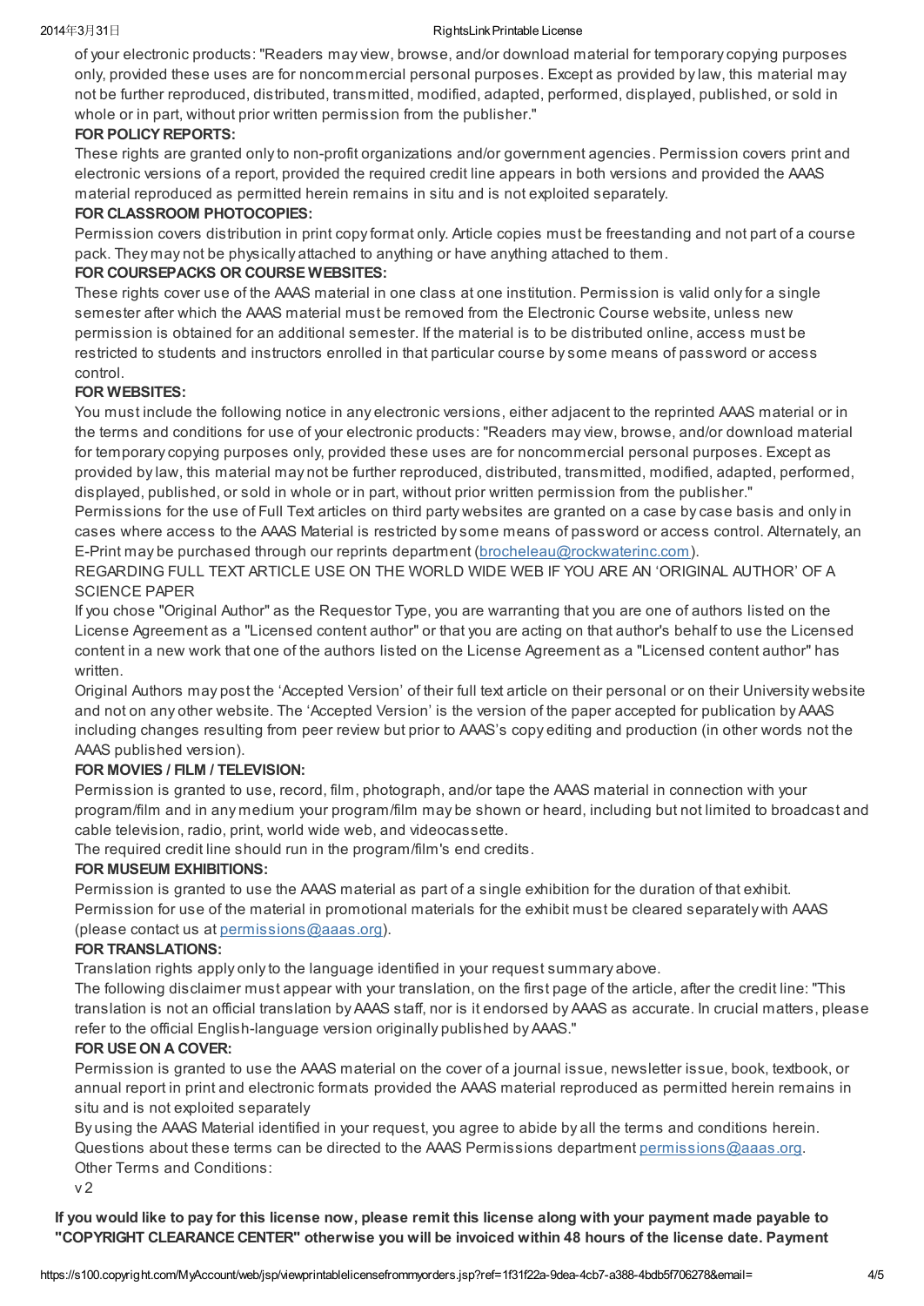of your electronic products: "Readers may view, browse, and/or download material for temporary copying purposes only, provided these uses are for noncommercial personal purposes. Except as provided by law, this material may not be further reproduced, distributed, transmitted, modified, adapted, performed, displayed, published, or sold in whole or in part, without prior written permission from the publisher."

**FOR POLICY REPORTS:**

These rights are granted only to non-profit organizations and/or government agencies. Permission covers print and electronic versions of a report, provided the required credit line appears in both versions and provided the AAAS material reproduced as permitted herein remains in situ and is not exploited separately.

**FOR CLASSROOM PHOTOCOPIES:**

Permission covers distribution in print copy format only. Article copies must be freestanding and not part of a course pack. They may not be physically attached to anything or have anything attached to them.

**FOR COURSEPACKS OR COURSE WEBSITES:**

These rights cover use of the AAAS material in one class at one institution. Permission is valid only for a single semester after which the AAAS material must be removed from the Electronic Course website, unless new permission is obtained for an additional semester. If the material is to be distributed online, access must be restricted to students and instructors enrolled in that particular course by some means of password or access control.

**FOR WEBSITES:**

You must include the following notice in any electronic versions, either adjacent to the reprinted AAAS material or in the terms and conditions for use of your electronic products: "Readers may view, browse, and/or download material for temporary copying purposes only, provided these uses are for noncommercial personal purposes. Except as provided by law, this material may not be further reproduced, distributed, transmitted, modified, adapted, performed, displayed, published, or sold in whole or in part, without prior written permission from the publisher."

Permissions for the use of Full Text articles on third party websites are granted on a case by case basis and only in cases where access to the AAAS Material is restricted by some means of password or access control. Alternately, an E-Print may be purchased through our reprints department (brocheleau@rockwaterinc.com).

REGARDING FULL TEXT ARTICLE USE ON THE WORLD WIDE WEB IF YOU ARE AN 'ORIGINAL AUTHOR' OF A SCIENCE PAPER

If you chose "Original Author" as the Requestor Type, you are warranting that you are one of authors listed on the License Agreement as a "Licensed content author" or that you are acting on that author's behalf to use the Licensed content in a new work that one of the authors listed on the License Agreement as a "Licensed content author" has written.

Original Authors may post the 'Accepted Version' of their full text article on their personal or on their University website and not on any other website. The 'Accepted Version' is the version of the paper accepted for publication by AAAS including changes resulting from peer review but prior to AAAS's copy editing and production (in other words not the AAAS published version).

**FOR MOVIES / FILM / TELEVISION:**

Permission is granted to use, record, film, photograph, and/or tape the AAAS material in connection with your program/film and in any medium your program/film may be shown or heard, including but not limited to broadcast and cable television, radio, print, world wide web, and videocassette.

The required credit line should run in the program/film's end credits.

**FOR MUSEUM EXHIBITIONS:**

Permission is granted to use the AAAS material as part of a single exhibition for the duration of that exhibit. Permission for use of the material in promotional materials for the exhibit must be cleared separately with AAAS (please contact us at permissions@aaas.org).

**FOR TRANSLATIONS:**

Translation rights apply only to the language identified in your request summary above.

The following disclaimer must appear with your translation, on the first page of the article, after the credit line: "This translation is not an official translation by AAAS staff, nor is it endorsed by AAAS as accurate. In crucial matters, please refer to the official English-language version originally published by AAAS."

**FOR USE ON A COVER:**

Permission is granted to use the AAAS material on the cover of a journal issue, newsletter issue, book, textbook, or annual report in print and electronic formats provided the AAAS material reproduced as permitted herein remains in situ and is not exploited separately

By using the AAAS Material identified in your request, you agree to abide by all the terms and conditions herein.

Questions about these terms can be directed to the AAAS Permissions department permissions@aaas.org.

Other Terms and Conditions:

v 2

**If you would like to pay for this license now, please remit this license along with your payment made payable to "COPYRIGHT CLEARANCE CENTER" otherwise you will be invoiced within 48 hours of the license date. Payment**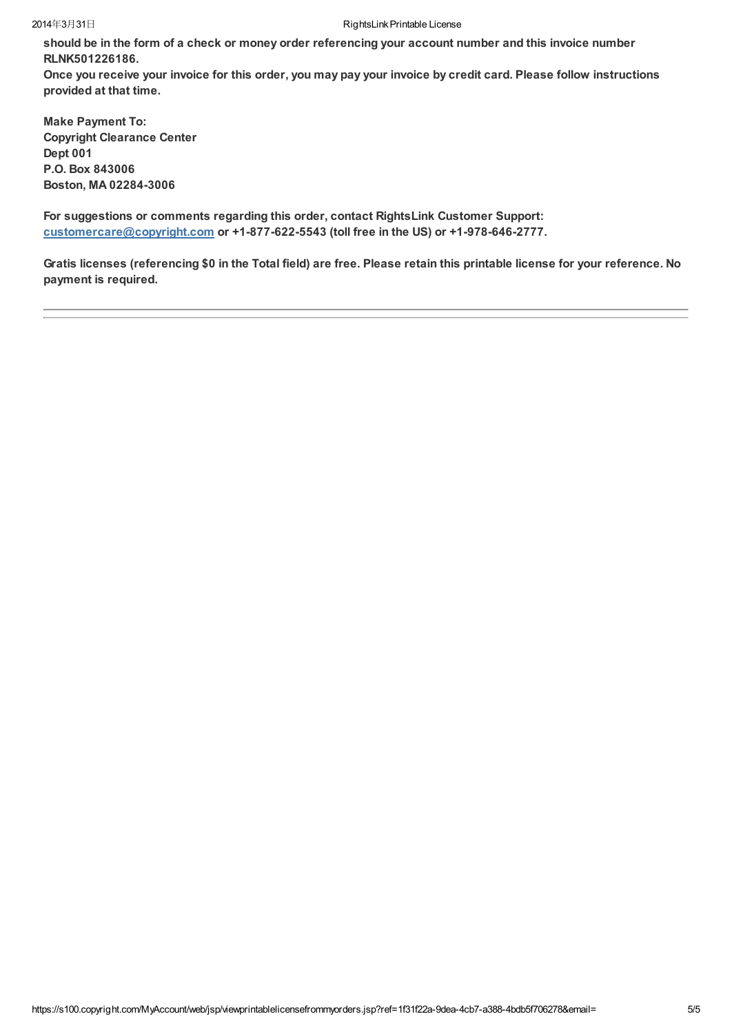**should be in the form of a check or money order referencing your account number and this invoice number RLNK501226186.**

**Once you receive your invoice for this order, you may pay your invoice by credit card. Please follow instructions provided at that time.**

**Make Payment To:**
**Copyright Clearance Center**
**Dept 001**
**P.O. Box 843006**
**Boston, MA 02284-3006**

**For suggestions or comments regarding this order, contact RightsLink Customer Support: customercare@copyright.com or +1-877-622-5543 (toll free in the US) or +1-978-646-2777.**

**Gratis licenses (referencing $0 in the Total field) are free. Please retain this printable license for your reference. No payment is required.**